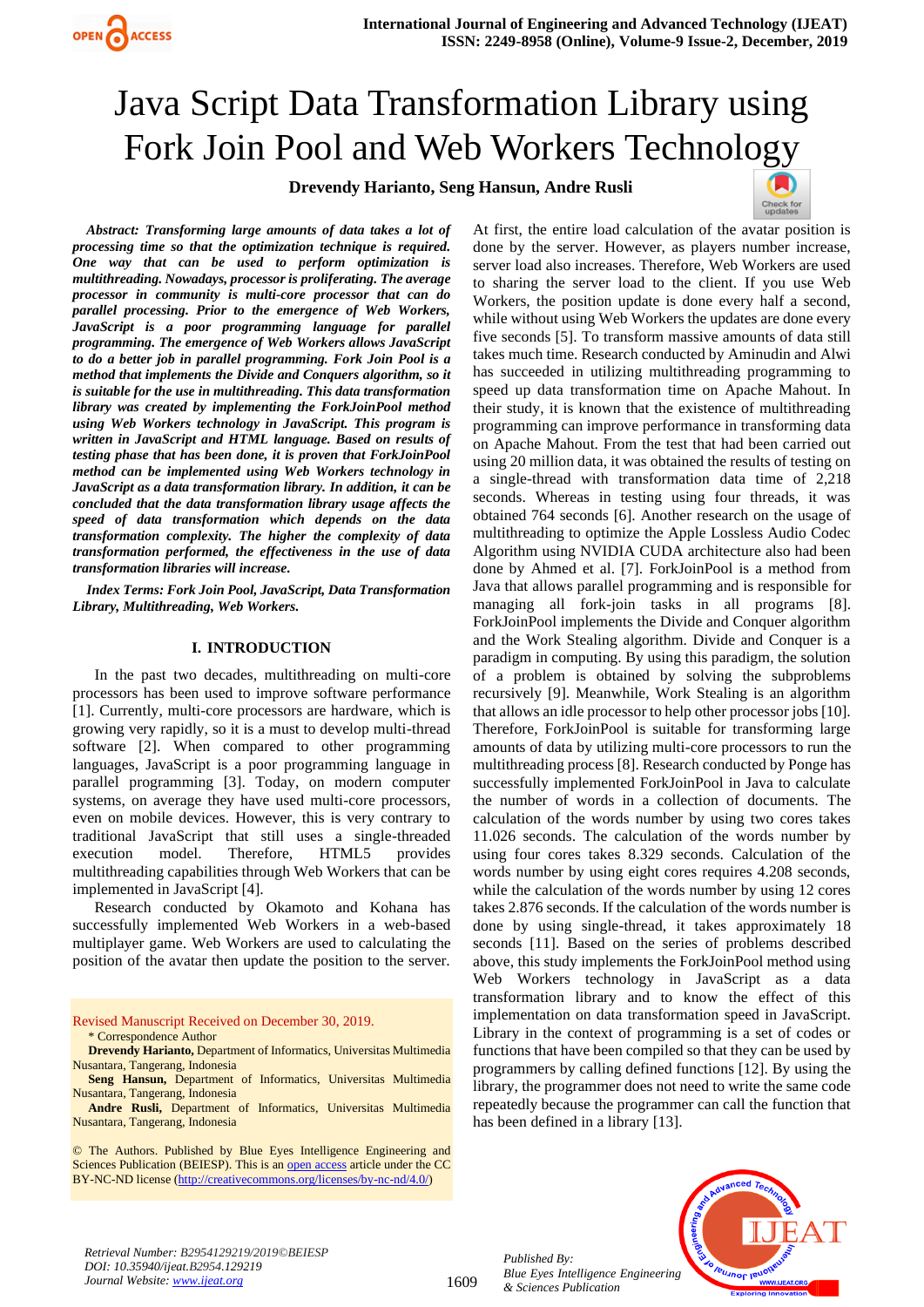# Java Script Data Transformation Library using Fork Join Pool and Web Workers Technology

**Drevendy Harianto, Seng Hansun, Andre Rusli**

***Abstract:*** ***Transforming large amounts of data takes a lot of processing time so that the optimization technique is required. One way that can be used to perform optimization is multithreading. Nowadays, processor is proliferating. The average processor in community is multi-core processor that can do parallel processing. Prior to the emergence of Web Workers, JavaScript is a poor programming language for parallel programming. The emergence of Web Workers allows JavaScript to do a better job in parallel programming. Fork Join Pool is a method that implements the Divide and Conquers algorithm, so it is suitable for the use in multithreading. This data transformation library was created by implementing the ForkJoinPool method using Web Workers technology in JavaScript. This program is written in JavaScript and HTML language. Based on results of testing phase that has been done, it is proven that ForkJoinPool method can be implemented using Web Workers technology in JavaScript as a data transformation library. In addition, it can be concluded that the data transformation library usage affects the speed of data transformation which depends on the data transformation complexity. The higher the complexity of data transformation performed, the effectiveness in the use of data transformation libraries will increase.***

***Index Terms:*** ***Fork Join Pool, JavaScript, Data Transformation Library, Multithreading, Web Workers.***

## I. INTRODUCTION

In the past two decades, multithreading on multi-core processors has been used to improve software performance [1]. Currently, multi-core processors are hardware, which is growing very rapidly, so it is a must to develop multi-thread software [2]. When compared to other programming languages, JavaScript is a poor programming language in parallel programming [3]. Today, on modern computer systems, on average they have used multi-core processors, even on mobile devices. However, this is very contrary to traditional JavaScript that still uses a single-threaded execution model. Therefore, HTML5 provides multithreading capabilities through Web Workers that can be implemented in JavaScript [4].

Research conducted by Okamoto and Kohana has successfully implemented Web Workers in a web-based multiplayer game. Web Workers are used to calculating the position of the avatar then update the position to the server. At first, the entire load calculation of the avatar position is done by the server. However, as players number increase, server load also increases. Therefore, Web Workers are used to sharing the server load to the client. If you use Web Workers, the position update is done every half a second, while without using Web Workers the updates are done every five seconds [5]. To transform massive amounts of data still takes much time. Research conducted by Aminudin and Alwi has succeeded in utilizing multithreading programming to speed up data transformation time on Apache Mahout. In their study, it is known that the existence of multithreading programming can improve performance in transforming data on Apache Mahout. From the test that had been carried out using 20 million data, it was obtained the results of testing on a single-thread with transformation data time of 2,218 seconds. Whereas in testing using four threads, it was obtained 764 seconds [6]. Another research on the usage of multithreading to optimize the Apple Lossless Audio Codec Algorithm using NVIDIA CUDA architecture also had been done by Ahmed et al. [7]. ForkJoinPool is a method from Java that allows parallel programming and is responsible for managing all fork-join tasks in all programs [8]. ForkJoinPool implements the Divide and Conquer algorithm and the Work Stealing algorithm. Divide and Conquer is a paradigm in computing. By using this paradigm, the solution of a problem is obtained by solving the subproblems recursively [9]. Meanwhile, Work Stealing is an algorithm that allows an idle processor to help other processor jobs [10]. Therefore, ForkJoinPool is suitable for transforming large amounts of data by utilizing multi-core processors to run the multithreading process [8]. Research conducted by Ponge has successfully implemented ForkJoinPool in Java to calculate the number of words in a collection of documents. The calculation of the words number by using two cores takes 11.026 seconds. The calculation of the words number by using four cores takes 8.329 seconds. Calculation of the words number by using eight cores requires 4.208 seconds, while the calculation of the words number by using 12 cores takes 2.876 seconds. If the calculation of the words number is done by using single-thread, it takes approximately 18 seconds [11]. Based on the series of problems described above, this study implements the ForkJoinPool method using Web Workers technology in JavaScript as a data transformation library and to know the effect of this implementation on data transformation speed in JavaScript. Library in the context of programming is a set of codes or functions that have been compiled so that they can be used by programmers by calling defined functions [12]. By using the library, the programmer does not need to write the same code repeatedly because the programmer can call the function that has been defined in a library [13].

Revised Manuscript Received on December 30, 2019.

\* Correspondence Author

**Drevendy Harianto,** Department of Informatics, Universitas Multimedia Nusantara, Tangerang, Indonesia

**Seng Hansun,** Department of Informatics, Universitas Multimedia Nusantara, Tangerang, Indonesia

**Andre Rusli,** Department of Informatics, Universitas Multimedia Nusantara, Tangerang, Indonesia

© The Authors. Published by Blue Eyes Intelligence Engineering and Sciences Publication (BEIESP). This is an open access article under the CC BY-NC-ND license (http://creativecommons.org/licenses/by-nc-nd/4.0/)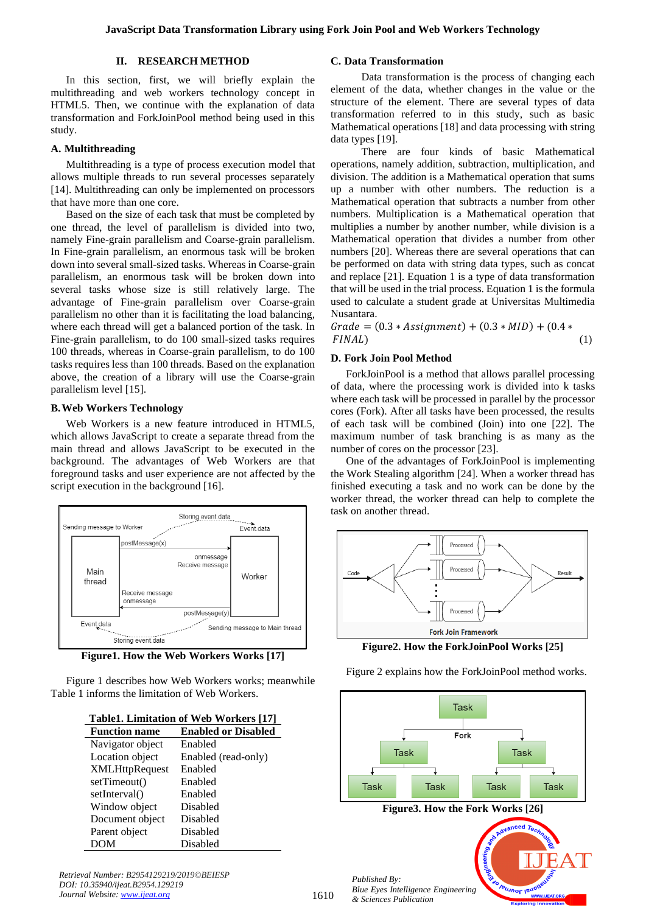## II. RESEARCH METHOD

In this section, first, we will briefly explain the multithreading and web workers technology concept in HTML5. Then, we continue with the explanation of data transformation and ForkJoinPool method being used in this study.

### A. Multithreading

Multithreading is a type of process execution model that allows multiple threads to run several processes separately [14]. Multithreading can only be implemented on processors that have more than one core.

Based on the size of each task that must be completed by one thread, the level of parallelism is divided into two, namely Fine-grain parallelism and Coarse-grain parallelism. In Fine-grain parallelism, an enormous task will be broken down into several small-sized tasks. Whereas in Coarse-grain parallelism, an enormous task will be broken down into several tasks whose size is still relatively large. The advantage of Fine-grain parallelism over Coarse-grain parallelism no other than it is facilitating the load balancing, where each thread will get a balanced portion of the task. In Fine-grain parallelism, to do 100 small-sized tasks requires 100 threads, whereas in Coarse-grain parallelism, to do 100 tasks requires less than 100 threads. Based on the explanation above, the creation of a library will use the Coarse-grain parallelism level [15].

### B. Web Workers Technology

Web Workers is a new feature introduced in HTML5, which allows JavaScript to create a separate thread from the main thread and allows JavaScript to be executed in the background. The advantages of Web Workers are that foreground tasks and user experience are not affected by the script execution in the background [16].

**Figure1. How the Web Workers Work [17]**

Figure 1 describes how Web Workers works; meanwhile Table 1 informs the limitation of Web Workers.

**Table1. Limitation of Web Workers [17]**

| Function name | Enabled or Disabled |
|---|---|
| Navigator object | Enabled |
| Location object | Enabled (read-only) |
| XMLHttpRequest | Enabled |
| setTimeout() | Enabled |
| setInterval() | Enabled |
| Window object | Disabled |
| Document object | Disabled |
| Parent object | Disabled |
| DOM | Disabled |

### C. Data Transformation

Data transformation is the process of changing each element of the data, whether changes in the value or the structure of the element. There are several types of data transformation referred to in this study, such as basic Mathematical operations [18] and data processing with string data types [19].

There are four kinds of basic Mathematical operations, namely addition, subtraction, multiplication, and division. The addition is a Mathematical operation that sums up a number with other numbers. The reduction is a Mathematical operation that subtracts a number from other numbers. Multiplication is a Mathematical operation that multiplies a number by another number, while division is a Mathematical operation that divides a number from other numbers [20]. Whereas there are several operations that can be performed on data with string data types, such as concat and replace [21]. Equation 1 is a type of data transformation that will be used in the trial process. Equation 1 is the formula used to calculate a student grade at Universitas Multimedia Nusantara.

$$Grade = (0.3 * Assignment) + (0.3 * MID) + (0.4 * FINAL) \quad (1)$$

### D. Fork Join Pool Method

ForkJoinPool is a method that allows parallel processing of data, where the processing work is divided into k tasks where each task will be processed in parallel by the processor cores (Fork). After all tasks have been processed, the results of each task will be combined (Join) into one [22]. The maximum number of task branching is as many as the number of cores on the processor [23].

One of the advantages of ForkJoinPool is implementing the Work Stealing algorithm [24]. When a worker thread has finished executing a task and no work can be done by the worker thread, the worker thread can help to complete the task on another thread.

**Figure2. How the ForkJoinPool Works [25]**

Figure 2 explains how the ForkJoinPool method works.

**Figure3. How the Fork Works [26]**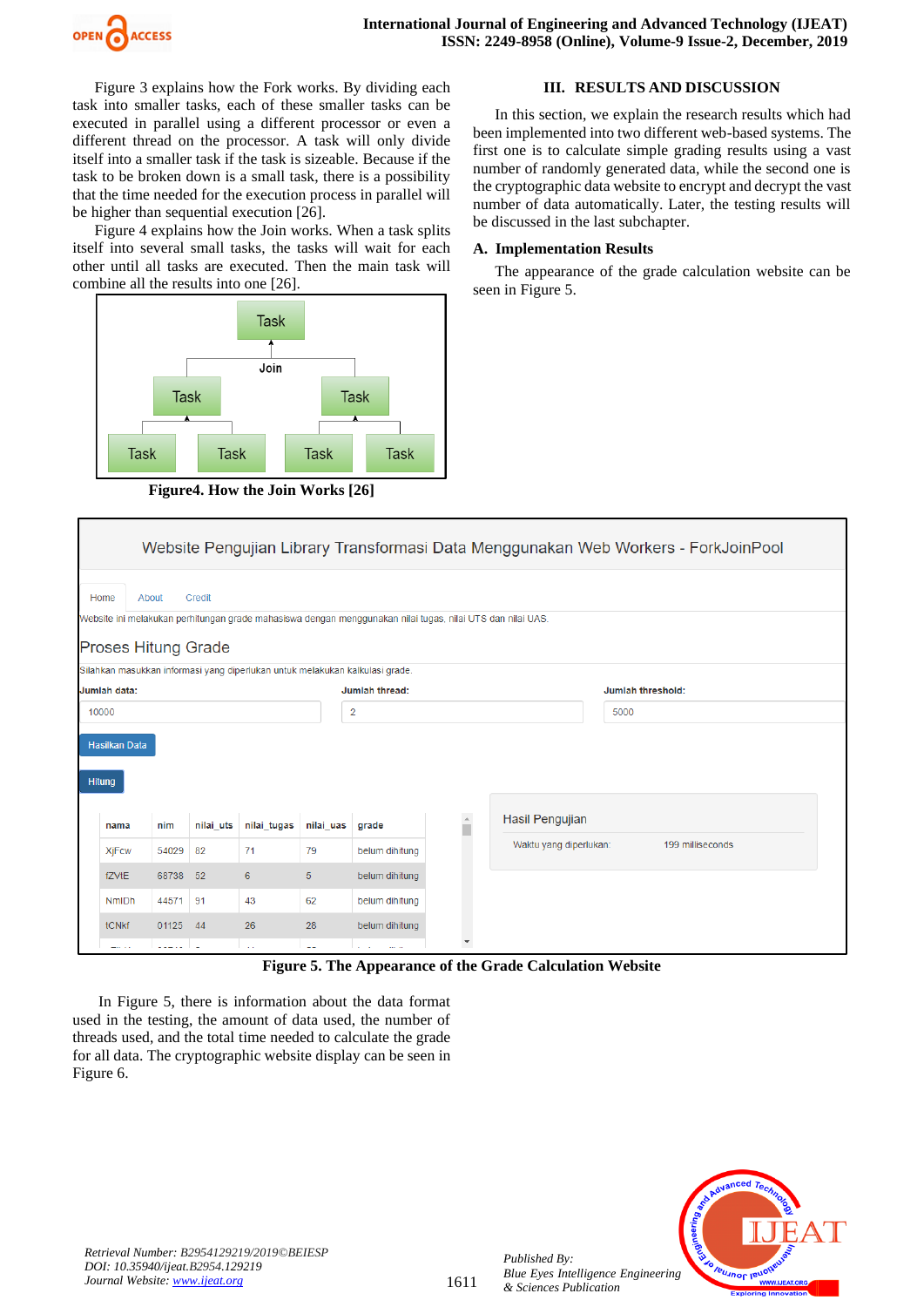Figure 3 explains how the Fork works. By dividing each task into smaller tasks, each of these smaller tasks can be executed in parallel using a different processor or even a different thread on the processor. A task will only divide itself into a smaller task if the task is sizeable. Because if the task to be broken down is a small task, there is a possibility that the time needed for the execution process in parallel will be higher than sequential execution [26].

Figure 4 explains how the Join works. When a task splits itself into several small tasks, the tasks will wait for each other until all tasks are executed. Then the main task will combine all the results into one [26].

**Figure4. How the Join Works [26]**

## III. RESULTS AND DISCUSSION

In this section, we explain the research results which had been implemented into two different web-based systems. The first one is to calculate simple grading results using a vast number of randomly generated data, while the second one is the cryptographic data website to encrypt and decrypt the vast number of data automatically. Later, the testing results will be discussed in the last subchapter.

### A. Implementation Results

The appearance of the grade calculation website can be seen in Figure 5.

**Figure 5. The Appearance of the Grade Calculation Website**

In Figure 5, there is information about the data format used in the testing, the amount of data used, the number of threads used, and the total time needed to calculate the grade for all data. The cryptographic website display can be seen in Figure 6.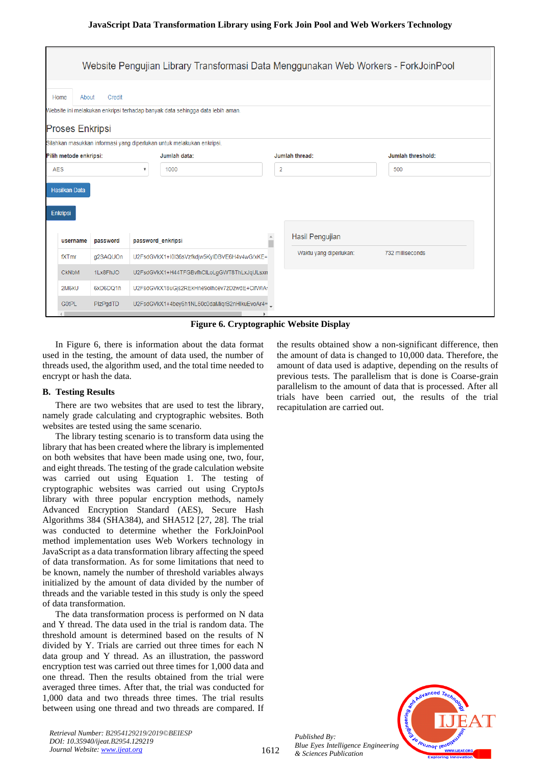**Figure 6. Cryptographic Website Display**

In Figure 6, there is information about the data format used in the testing, the amount of data used, the number of threads used, the algorithm used, and the total time needed to encrypt or hash the data.

## B. Testing Results

There are two websites that are used to test the library, namely grade calculating and cryptographic websites. Both websites are tested using the same scenario.

The library testing scenario is to transform data using the library that has been created where the library is implemented on both websites that have been made using one, two, four, and eight threads. The testing of the grade calculation website was carried out using Equation 1. The testing of cryptographic websites was carried out using CryptoJs library with three popular encryption methods, namely Advanced Encryption Standard (AES), Secure Hash Algorithms 384 (SHA384), and SHA512 [27, 28]. The trial was conducted to determine whether the ForkJoinPool method implementation uses Web Workers technology in JavaScript as a data transformation library affecting the speed of data transformation. As for some limitations that need to be known, namely the number of threshold variables always initialized by the amount of data divided by the number of threads and the variable tested in this study is only the speed of data transformation.

The data transformation process is performed on N data and Y thread. The data used in the trial is random data. The threshold amount is determined based on the results of N divided by Y. Trials are carried out three times for each N data group and Y thread. As an illustration, the password encryption test was carried out three times for 1,000 data and one thread. Then the results obtained from the trial were averaged three times. After that, the trial was conducted for 1,000 data and two threads three times. The trial results between using one thread and two threads are compared. If the results obtained show a non-significant difference, then the amount of data is changed to 10,000 data. Therefore, the amount of data used is adaptive, depending on the results of previous tests. The parallelism that is done is Coarse-grain parallelism to the amount of data that is processed. After all trials have been carried out, the results of the trial recapitulation are carried out.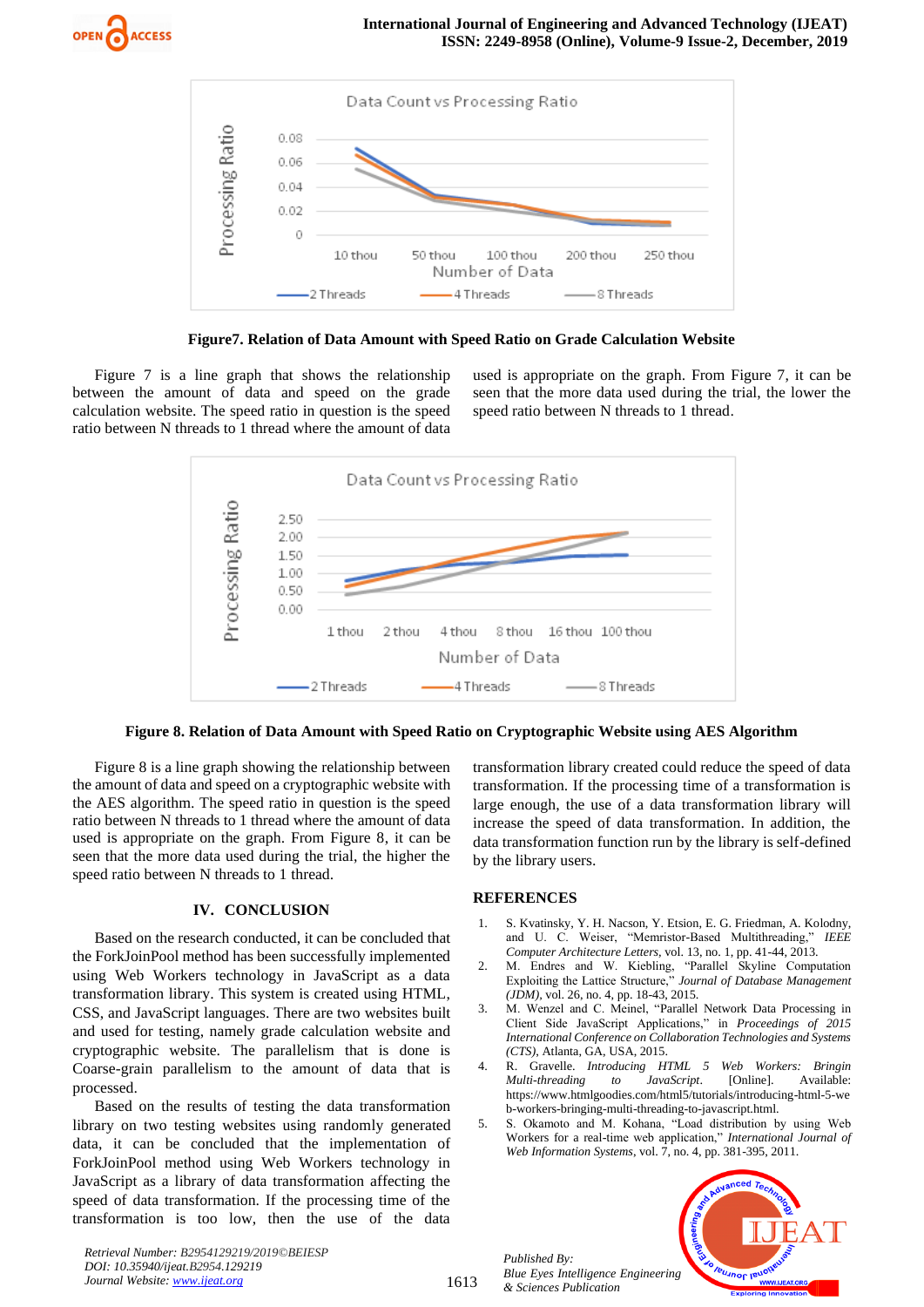**Figure7. Relation of Data Amount with Speed Ratio on Grade Calculation Website**

Figure 7 is a line graph that shows the relationship between the amount of data and speed on the grade calculation website. The speed ratio in question is the speed ratio between N threads to 1 thread where the amount of data used is appropriate on the graph. From Figure 7, it can be seen that the more data used during the trial, the lower the speed ratio between N threads to 1 thread.

**Figure 8. Relation of Data Amount with Speed Ratio on Cryptographic Website using AES Algorithm**

Figure 8 is a line graph showing the relationship between the amount of data and speed on a cryptographic website with the AES algorithm. The speed ratio in question is the speed ratio between N threads to 1 thread where the amount of data used is appropriate on the graph. From Figure 8, it can be seen that the more data used during the trial, the higher the speed ratio between N threads to 1 thread.

## IV. CONCLUSION

Based on the research conducted, it can be concluded that the ForkJoinPool method has been successfully implemented using Web Workers technology in JavaScript as a data transformation library. This system is created using HTML, CSS, and JavaScript languages. There are two websites built and used for testing, namely grade calculation website and cryptographic website. The parallelism that is done is Coarse-grain parallelism to the amount of data that is processed.

Based on the results of testing the data transformation library on two testing websites using randomly generated data, it can be concluded that the implementation of ForkJoinPool method using Web Workers technology in JavaScript as a library of data transformation affecting the speed of data transformation. If the processing time of the transformation is too low, then the use of the data transformation library created could reduce the speed of data transformation. If the processing time of a transformation is large enough, the use of a data transformation library will increase the speed of data transformation. In addition, the data transformation function run by the library is self-defined by the library users.

## REFERENCES

1. S. Kvatinsky, Y. H. Nacson, Y. Etsion, E. G. Friedman, A. Kolodny, and U. C. Weiser, "Memristor-Based Multithreading," *IEEE Computer Architecture Letters*, vol. 13, no. 1, pp. 41-44, 2013.
2. M. Endres and W. Kiebling, "Parallel Skyline Computation Exploiting the Lattice Structure," *Journal of Database Management (JDM)*, vol. 26, no. 4, pp. 18-43, 2015.
3. M. Wenzel and C. Meinel, "Parallel Network Data Processing in Client Side JavaScript Applications," in *Proceedings of 2015 International Conference on Collaboration Technologies and Systems (CTS)*, Atlanta, GA, USA, 2015.
4. R. Gravelle. *Introducing HTML 5 Web Workers: Bringin Multi-threading to JavaScript*. [Online]. Available: https://www.htmlgoodies.com/html5/tutorials/introducing-html-5-web-workers-bringing-multi-threading-to-javascript.html.
5. S. Okamoto and M. Kohana, "Load distribution by using Web Workers for a real-time web application," *International Journal of Web Information Systems*, vol. 7, no. 4, pp. 381-395, 2011.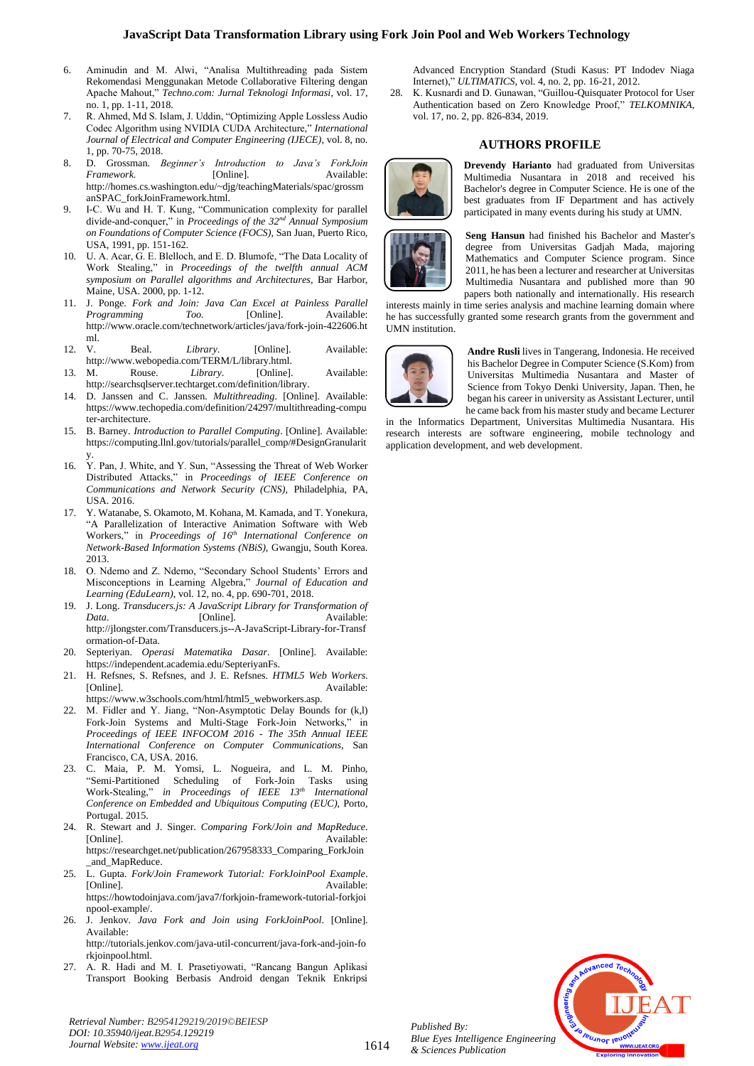6. Aminudin and M. Alwi, "Analisa Multithreading pada Sistem Rekomendasi Menggunakan Metode Collaborative Filtering dengan Apache Mahout," *Techno.com: Jurnal Teknologi Informasi*, vol. 17, no. 1, pp. 1-11, 2018.
7. R. Ahmed, Md S. Islam, J. Uddin, "Optimizing Apple Lossless Audio Codec Algorithm using NVIDIA CUDA Architecture," *International Journal of Electrical and Computer Engineering (IJECE)*, vol. 8, no. 1, pp. 70-75, 2018.
8. D. Grossman. *Beginner's Introduction to Java's ForkJoin Framework.* [Online]. Available: http://homes.cs.washington.edu/~djg/teachingMaterials/spac/grossmanSPAC_forkJoinFramework.html.
9. I-C. Wu and H. T. Kung, "Communication complexity for parallel divide-and-conquer," in *Proceedings of the 32nd Annual Symposium on Foundations of Computer Science (FOCS)*, San Juan, Puerto Rico, USA, 1991, pp. 151-162.
10. U. A. Acar, G. E. Blelloch, and R. D. Blumofe, "The Data Locality of Work Stealing," in *Proceedings of the twelfth annual ACM symposium on Parallel algorithms and Architectures*, Bar Harbor, Maine, USA. 2000, pp. 1-12.
11. J. Ponge. *Fork and Join: Java Can Excel at Painless Parallel Programming Too.* [Online]. Available: http://www.oracle.com/technetwork/articles/java/fork-join-422606.html.
12. V. Beal. *Library*. [Online]. Available: http://www.webopedia.com/TERM/L/library.html.
13. M. Rouse. *Library*. [Online]. Available: http://searchsqlserver.techtarget.com/definition/library.
14. D. Janssen and C. Janssen. *Multithreading*. [Online]. Available: https://www.techopedia.com/definition/24297/multithreading-computer-architecture.
15. B. Barney. *Introduction to Parallel Computing*. [Online]. Available: https://computing.llnl.gov/tutorials/parallel_comp/#DesignGranularity.
16. Y. Pan, J. White, and Y. Sun, "Assessing the Threat of Web Worker Distributed Attacks," in *Proceedings of IEEE Conference on Communications and Network Security (CNS)*, Philadelphia, PA, USA. 2016.
17. Y. Watanabe, S. Okamoto, M. Kohana, M. Kamada, and T. Yonekura, "A Parallelization of Interactive Animation Software with Web Workers," in *Proceedings of 16th International Conference on Network-Based Information Systems (NBiS)*, Gwangju, South Korea. 2013.
18. O. Ndemo and Z. Ndemo, "Secondary School Students' Errors and Misconceptions in Learning Algebra," *Journal of Education and Learning (EduLearn)*, vol. 12, no. 4, pp. 690-701, 2018.
19. J. Long. *Transducers.js: A JavaScript Library for Transformation of Data*. [Online]. Available: http://jlongster.com/Transducers.js--A-JavaScript-Library-for-Transformation-of-Data.
20. Septeriyan. *Operasi Matematika Dasar*. [Online]. Available: https://independent.academia.edu/SepteriyanFs.
21. H. Refsnes, S. Refsnes, and J. E. Refsnes. *HTML5 Web Workers*. [Online]. Available: https://www.w3schools.com/html/html5_webworkers.asp.
22. M. Fidler and Y. Jiang, "Non-Asymptotic Delay Bounds for (k,l) Fork-Join Systems and Multi-Stage Fork-Join Networks," in *Proceedings of IEEE INFOCOM 2016 - The 35th Annual IEEE International Conference on Computer Communications*, San Francisco, CA, USA. 2016.
23. C. Maia, P. M. Yomsi, L. Nogueira, and L. M. Pinho, "Semi-Partitioned Scheduling of Fork-Join Tasks using Work-Stealing," *in Proceedings of IEEE 13th International Conference on Embedded and Ubiquitous Computing (EUC)*, Porto, Portugal. 2015.
24. R. Stewart and J. Singer. *Comparing Fork/Join and MapReduce*. [Online]. Available: https://researchget.net/publication/267958333_Comparing_ForkJoin_and_MapReduce.
25. L. Gupta. *Fork/Join Framework Tutorial: ForkJoinPool Example*. [Online]. Available: https://howtodoinjava.com/java7/forkjoin-framework-tutorial-forkjoinpool-example/.
26. J. Jenkov. *Java Fork and Join using ForkJoinPool*. [Online]. Available: http://tutorials.jenkov.com/java-util-concurrent/java-fork-and-join-forkjoinpool.html.
27. A. R. Hadi and M. I. Prasetiyowati, "Rancang Bangun Aplikasi Transport Booking Berbasis Android dengan Teknik Enkripsi Advanced Encryption Standard (Studi Kasus: PT Indodev Niaga Internet)," *ULTIMATICS*, vol. 4, no. 2, pp. 16-21, 2012.
28. K. Kusnardi and D. Gunawan, "Guillou-Quisquater Protocol for User Authentication based on Zero Knowledge Proof," *TELKOMNIKA*, vol. 17, no. 2, pp. 826-834, 2019.

## AUTHORS PROFILE

**Drevendy Harianto** had graduated from Universitas Multimedia Nusantara in 2018 and received his Bachelor's degree in Computer Science. He is one of the best graduates from IF Department and has actively participated in many events during his study at UMN.

**Seng Hansun** had finished his Bachelor and Master's degree from Universitas Gadjah Mada, majoring Mathematics and Computer Science program. Since 2011, he has been a lecturer and researcher at Universitas Multimedia Nusantara and published more than 90 papers both nationally and internationally. His research interests mainly in time series analysis and machine learning domain where he has successfully granted some research grants from the government and UMN institution.

**Andre Rusli** lives in Tangerang, Indonesia. He received his Bachelor Degree in Computer Science (S.Kom) from Universitas Multimedia Nusantara and Master of Science from Tokyo Denki University, Japan. Then, he began his career in university as Assistant Lecturer, until he came back from his master study and became Lecturer in the Informatics Department, Universitas Multimedia Nusantara. His research interests are software engineering, mobile technology and application development, and web development.